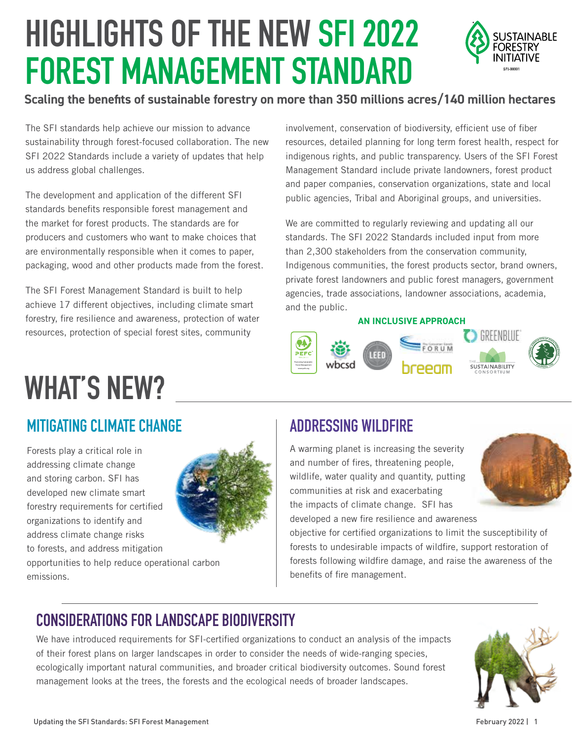# HIGHLIGHTS OF THE NEW SFI 2022 FOREST MANAGEMENT STANDARD

**Scaling the benefits of sustainable forestry on more than 350 millions acres/140 million hectares**

The SFI standards help achieve our mission to advance sustainability through forest-focused collaboration. The new SFI 2022 Standards include a variety of updates that help us address global challenges.

The development and application of the different SFI standards benefits responsible forest management and the market for forest products. The standards are for producers and customers who want to make choices that are environmentally responsible when it comes to paper, packaging, wood and other products made from the forest.

The SFI Forest Management Standard is built to help achieve 17 different objectives, including climate smart forestry, fire resilience and awareness, protection of water resources, protection of special forest sites, community involvement, conservation of biodiversity, efficient use of fiber resources, detailed planning for long term forest health, respect for indigenous rights, and public transparency. Users of the SFI Forest Management Standard include private landowners, forest product and paper companies, conservation organizations, state and local public agencies, Tribal and Aboriginal groups, and universities.

We are committed to regularly reviewing and updating all our standards. The SFI 2022 Standards included input from more than 2,300 stakeholders from the conservation community, Indigenous communities, the forest products sector, brand owners, private forest landowners and public forest managers, government agencies, trade associations, landowner associations, academia, and the public.

**AN INCLUSIVE APPROACH**

# WHAT'S NEW?

## MITIGATING CLIMATE CHANGE

Forests play a critical role in addressing climate change and storing carbon. SFI has developed new climate smart forestry requirements for certified organizations to identify and address climate change risks to forests, and address mitigation opportunities to help reduce operational carbon emissions.

## ADDRESSING WILDFIRE

A warming planet is increasing the severity and number of fires, threatening people, wildlife, water quality and quantity, putting communities at risk and exacerbating the impacts of climate change. SFI has developed a new fire resilience and awareness objective for certified organizations to limit the susceptibility of forests to undesirable impacts of wildfire, support restoration of forests following wildfire damage, and raise the awareness of the benefits of fire management.

## CONSIDERATIONS FOR LANDSCAPE BIODIVERSITY

We have introduced requirements for SFI-certified organizations to conduct an analysis of the impacts of their forest plans on larger landscapes in order to consider the needs of wide-ranging species, ecologically important natural communities, and broader critical biodiversity outcomes. Sound forest management looks at the trees, the forests and the ecological needs of broader landscapes.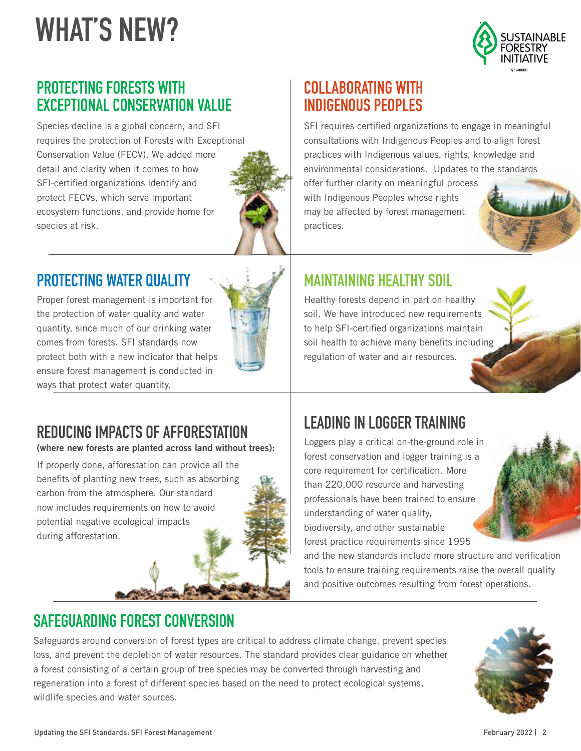# WHAT'S NEW?

## PROTECTING FORESTS WITH EXCEPTIONAL CONSERVATION VALUE

Species decline is a global concern, and SFI requires the protection of Forests with Exceptional Conservation Value (FECV). We added more detail and clarity when it comes to how SFI-certified organizations identify and protect FECVs, which serve important ecosystem functions, and provide home for species at risk.

## COLLABORATING WITH INDIGENOUS PEOPLES

SFI requires certified organizations to engage in meaningful consultations with Indigenous Peoples and to align forest practices with Indigenous values, rights, knowledge and environmental considerations. Updates to the standards offer further clarity on meaningful process with Indigenous Peoples whose rights may be affected by forest management practices.

## PROTECTING WATER QUALITY

Proper forest management is important for the protection of water quality and water quantity, since much of our drinking water comes from forests. SFI standards now protect both with a new indicator that helps ensure forest management is conducted in ways that protect water quantity.

## MAINTAINING HEALTHY SOIL

Healthy forests depend in part on healthy soil. We have introduced new requirements to help SFI-certified organizations maintain soil health to achieve many benefits including regulation of water and air resources.

## REDUCING IMPACTS OF AFFORESTATION

**(where new forests are planted across land without trees):**

If properly done, afforestation can provide all the benefits of planting new trees, such as absorbing carbon from the atmosphere. Our standard now includes requirements on how to avoid potential negative ecological impacts during afforestation.

## LEADING IN LOGGER TRAINING

Loggers play a critical on-the-ground role in forest conservation and logger training is a core requirement for certification. More than 220,000 resource and harvesting professionals have been trained to ensure understanding of water quality, biodiversity, and other sustainable forest practice requirements since 1995 and the new standards include more structure and verification tools to ensure training requirements raise the overall quality and positive outcomes resulting from forest operations.

## SAFEGUARDING FOREST CONVERSION

Safeguards around conversion of forest types are critical to address climate change, prevent species loss, and prevent the depletion of water resources. The standard provides clear guidance on whether a forest consisting of a certain group of tree species may be converted through harvesting and regeneration into a forest of different species based on the need to protect ecological systems, wildlife species and water sources.